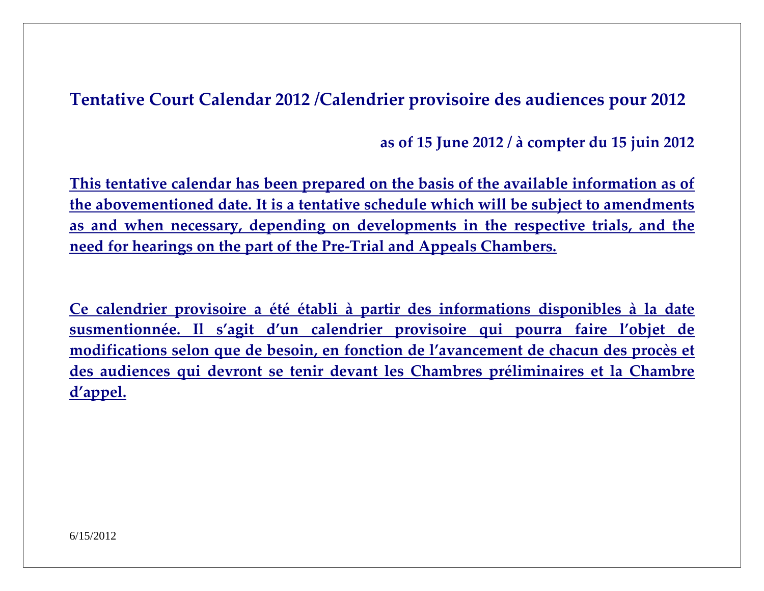## Tentative Court Calendar 2012 /Calendrier provisoire des audiences pour 2012

**as of 15 June 2012 / à compter du 15 juin 2012**

**This tentative calendar has been prepared on the basis of the available information as of the abovementioned date. It is a tentative schedule which will be subject to amendments as and when necessary, depending on developments in the respective trials, and the need for hearings on the part of the Pre-Trial and Appeals Chambers.**

**Ce calendrier provisoire a été établi à partir des informations disponibles à la date susmentionnée. Il s'agit d'un calendrier provisoire qui pourra faire l'objet de modifications selon que de besoin, en fonction de l'avancement de chacun des procès et des audiences qui devront se tenir devant les Chambres préliminaires et la Chambre d'appel.**

6/15/2012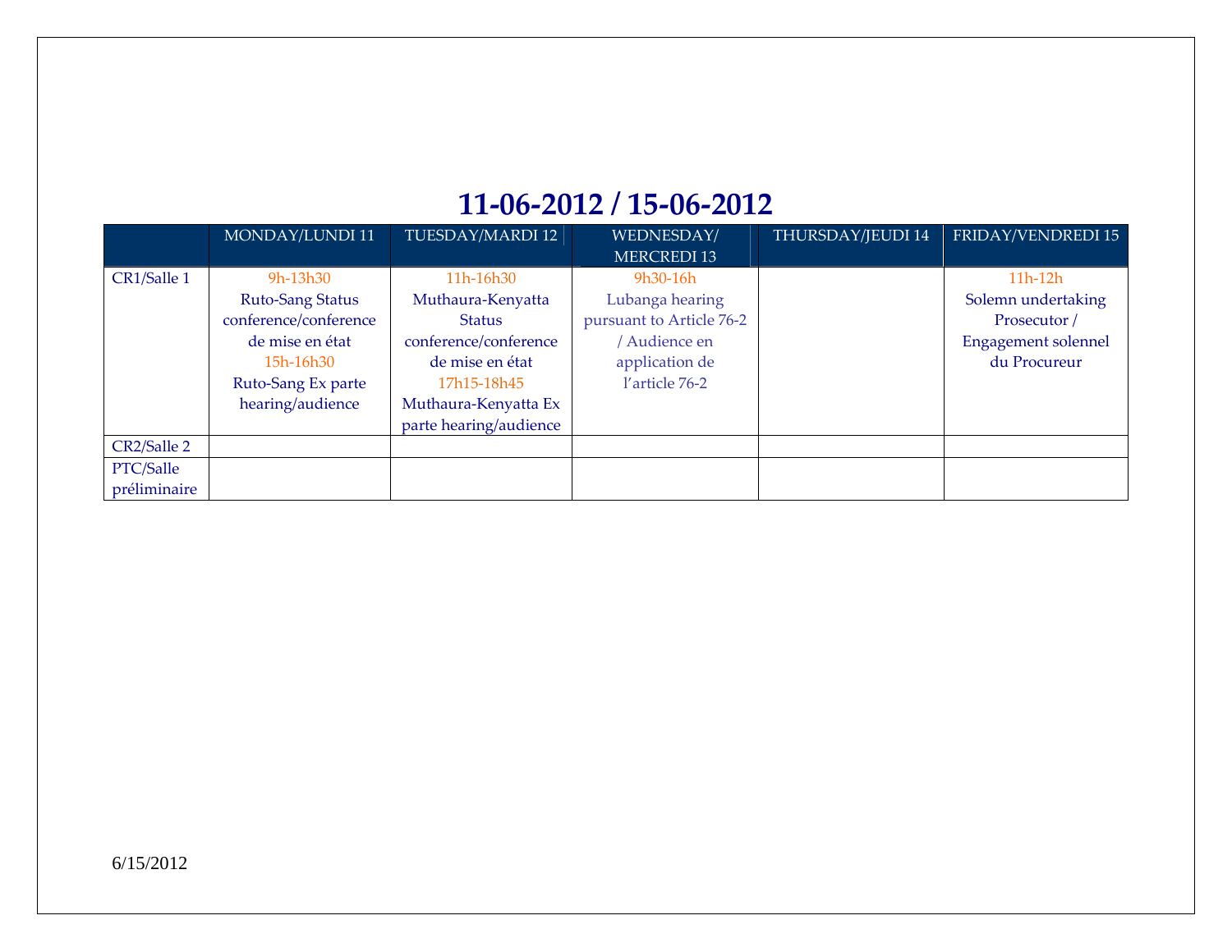# 11-06-2012 / 15-06-2012

| | MONDAY/LUNDI 11 | TUESDAY/MARDI 12 | WEDNESDAY/ MERCREDI 13 | THURSDAY/JEUDI 14 | FRIDAY/VENDREDI 15 |
|---|---|---|---|---|---|
| CR1/Salle 1 | 9h-13h30 Ruto-Sang Status conference/conference de mise en état 15h-16h30 Ruto-Sang Ex parte hearing/audience | 11h-16h30 Muthaura-Kenyatta Status conference/conference de mise en état 17h15-18h45 Muthaura-Kenyatta Ex parte hearing/audience | 9h30-16h Lubanga hearing pursuant to Article 76-2 / Audience en application de l'article 76-2 | | 11h-12h Solemn undertaking Prosecutor / Engagement solennel du Procureur |
| CR2/Salle 2 | | | | | |
| PTC/Salle préliminaire | | | | | |

6/15/2012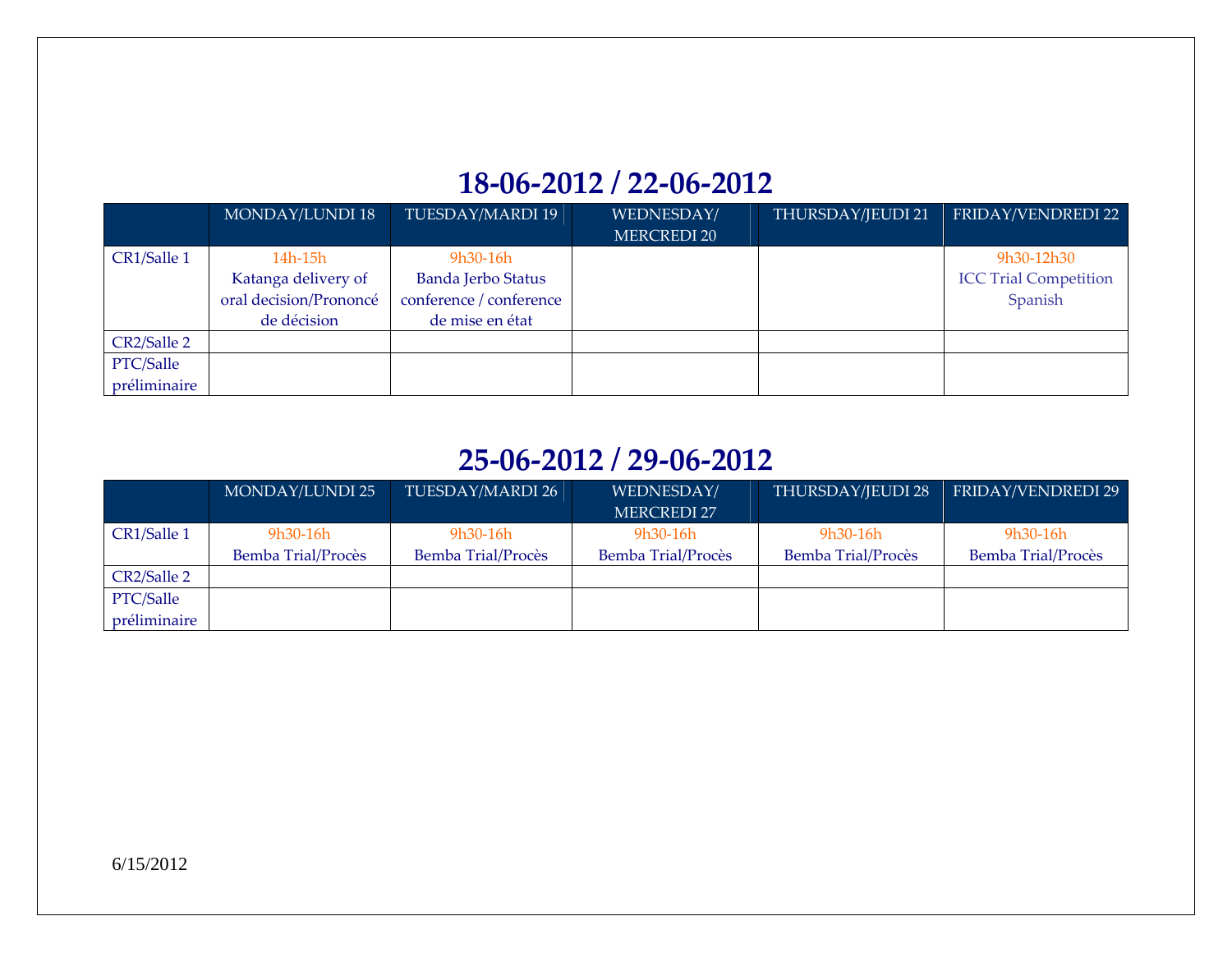## 18-06-2012 / 22-06-2012

| | MONDAY/LUNDI 18 | TUESDAY/MARDI 19 | WEDNESDAY/ MERCREDI 20 | THURSDAY/JEUDI 21 | FRIDAY/VENDREDI 22 |
|---|---|---|---|---|---|
| CR1/Salle 1 | 14h-15h Katanga delivery of oral decision/Prononcé de décision | 9h30-16h Banda Jerbo Status conference / conference de mise en état | | | 9h30-12h30 ICC Trial Competition Spanish |
| CR2/Salle 2 | | | | | |
| PTC/Salle préliminaire | | | | | |

## 25-06-2012 / 29-06-2012

| | MONDAY/LUNDI 25 | TUESDAY/MARDI 26 | WEDNESDAY/ MERCREDI 27 | THURSDAY/JEUDI 28 | FRIDAY/VENDREDI 29 |
|---|---|---|---|---|---|
| CR1/Salle 1 | 9h30-16h Bemba Trial/Procès | 9h30-16h Bemba Trial/Procès | 9h30-16h Bemba Trial/Procès | 9h30-16h Bemba Trial/Procès | 9h30-16h Bemba Trial/Procès |
| CR2/Salle 2 | | | | | |
| PTC/Salle préliminaire | | | | | |

6/15/2012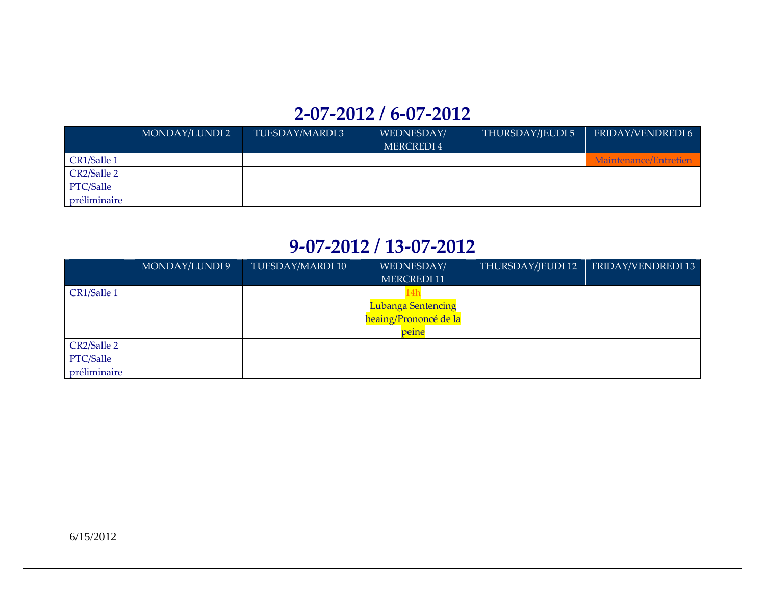## 2-07-2012 / 6-07-2012

| | MONDAY/LUNDI 2 | TUESDAY/MARDI 3 | WEDNESDAY/ MERCREDI 4 | THURSDAY/JEUDI 5 | FRIDAY/VENDREDI 6 |
|---|---|---|---|---|---|
| CR1/Salle 1 | | | | | Maintenance/Entretien |
| CR2/Salle 2 | | | | | |
| PTC/Salle préliminaire | | | | | |

## 9-07-2012 / 13-07-2012

| | MONDAY/LUNDI 9 | TUESDAY/MARDI 10 | WEDNESDAY/ MERCREDI 11 | THURSDAY/JEUDI 12 | FRIDAY/VENDREDI 13 |
|---|---|---|---|---|---|
| CR1/Salle 1 | | | 14h Lubanga Sentencing heaing/Prononcé de la peine | | |
| CR2/Salle 2 | | | | | |
| PTC/Salle préliminaire | | | | | |

6/15/2012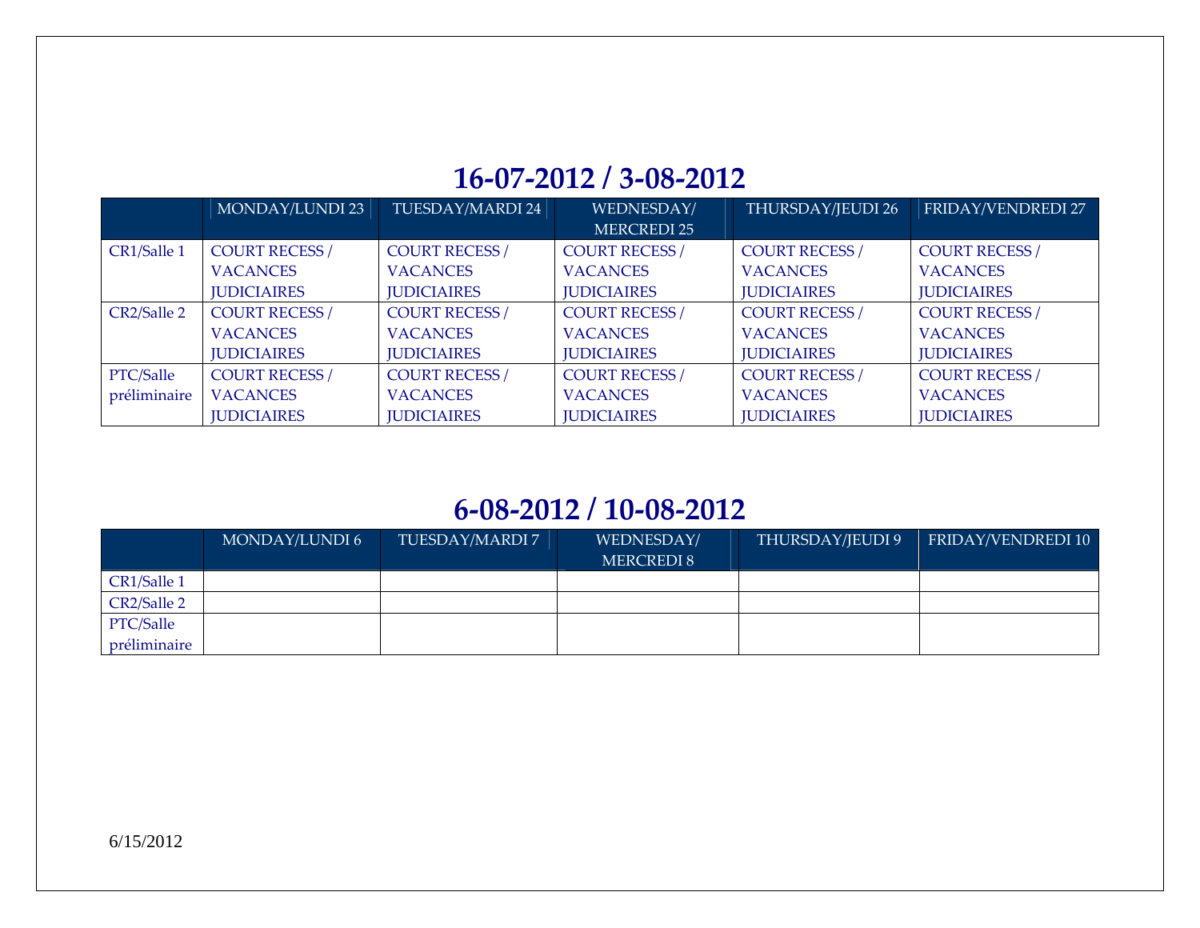## 16-07-2012 / 3-08-2012

| | MONDAY/LUNDI 23 | TUESDAY/MARDI 24 | WEDNESDAY/ MERCREDI 25 | THURSDAY/JEUDI 26 | FRIDAY/VENDREDI 27 |
|---|---|---|---|---|---|
| CR1/Salle 1 | COURT RECESS / VACANCES JUDICIAIRES | COURT RECESS / VACANCES JUDICIAIRES | COURT RECESS / VACANCES JUDICIAIRES | COURT RECESS / VACANCES JUDICIAIRES | COURT RECESS / VACANCES JUDICIAIRES |
| CR2/Salle 2 | COURT RECESS / VACANCES JUDICIAIRES | COURT RECESS / VACANCES JUDICIAIRES | COURT RECESS / VACANCES JUDICIAIRES | COURT RECESS / VACANCES JUDICIAIRES | COURT RECESS / VACANCES JUDICIAIRES |
| PTC/Salle préliminaire | COURT RECESS / VACANCES JUDICIAIRES | COURT RECESS / VACANCES JUDICIAIRES | COURT RECESS / VACANCES JUDICIAIRES | COURT RECESS / VACANCES JUDICIAIRES | COURT RECESS / VACANCES JUDICIAIRES |

## 6-08-2012 / 10-08-2012

| | MONDAY/LUNDI 6 | TUESDAY/MARDI 7 | WEDNESDAY/ MERCREDI 8 | THURSDAY/JEUDI 9 | FRIDAY/VENDREDI 10 |
|---|---|---|---|---|---|
| CR1/Salle 1 | | | | | |
| CR2/Salle 2 | | | | | |
| PTC/Salle préliminaire | | | | | |

6/15/2012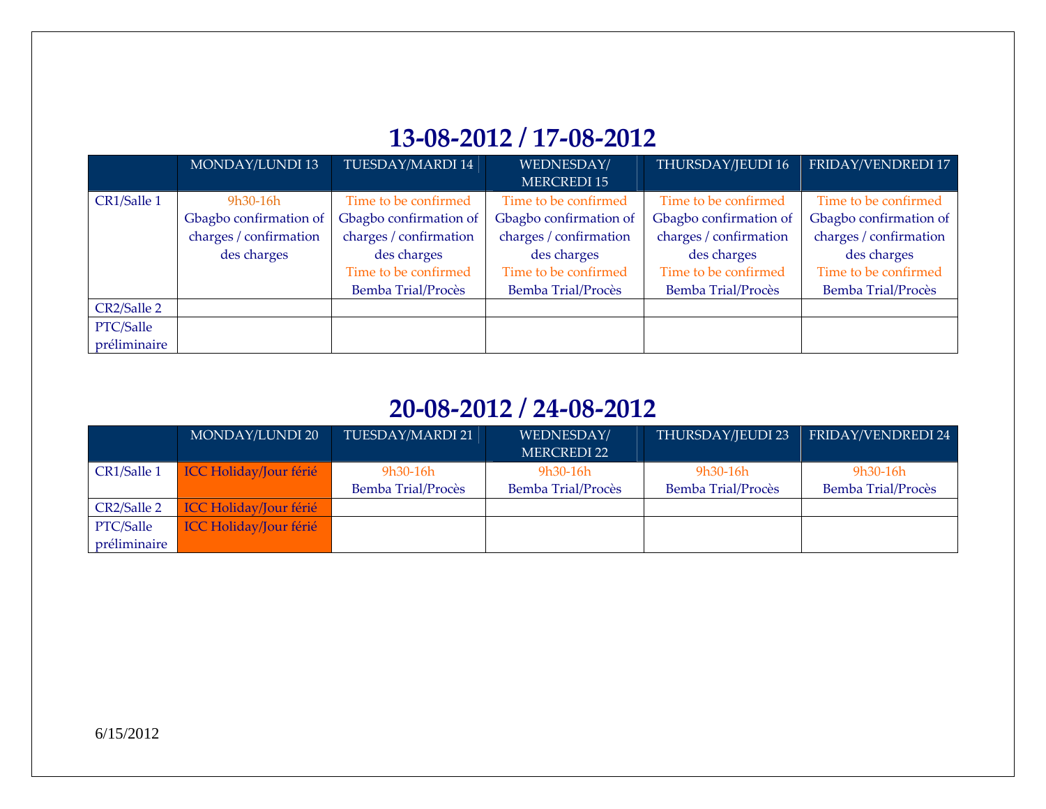## 13-08-2012 / 17-08-2012

| | MONDAY/LUNDI 13 | TUESDAY/MARDI 14 | WEDNESDAY/ MERCREDI 15 | THURSDAY/JEUDI 16 | FRIDAY/VENDREDI 17 |
|---|---|---|---|---|---|
| CR1/Salle 1 | 9h30-16h Gbagbo confirmation of charges / confirmation des charges | Time to be confirmed Gbagbo confirmation of charges / confirmation des charges Time to be confirmed Bemba Trial/Procès | Time to be confirmed Gbagbo confirmation of charges / confirmation des charges Time to be confirmed Bemba Trial/Procès | Time to be confirmed Gbagbo confirmation of charges / confirmation des charges Time to be confirmed Bemba Trial/Procès | Time to be confirmed Gbagbo confirmation of charges / confirmation des charges Time to be confirmed Bemba Trial/Procès |
| CR2/Salle 2 | | | | | |
| PTC/Salle préliminaire | | | | | |

## 20-08-2012 / 24-08-2012

| | MONDAY/LUNDI 20 | TUESDAY/MARDI 21 | WEDNESDAY/ MERCREDI 22 | THURSDAY/JEUDI 23 | FRIDAY/VENDREDI 24 |
|---|---|---|---|---|---|
| CR1/Salle 1 | ICC Holiday/Jour férié | 9h30-16h Bemba Trial/Procès | 9h30-16h Bemba Trial/Procès | 9h30-16h Bemba Trial/Procès | 9h30-16h Bemba Trial/Procès |
| CR2/Salle 2 | ICC Holiday/Jour férié | | | | |
| PTC/Salle préliminaire | ICC Holiday/Jour férié | | | | |

6/15/2012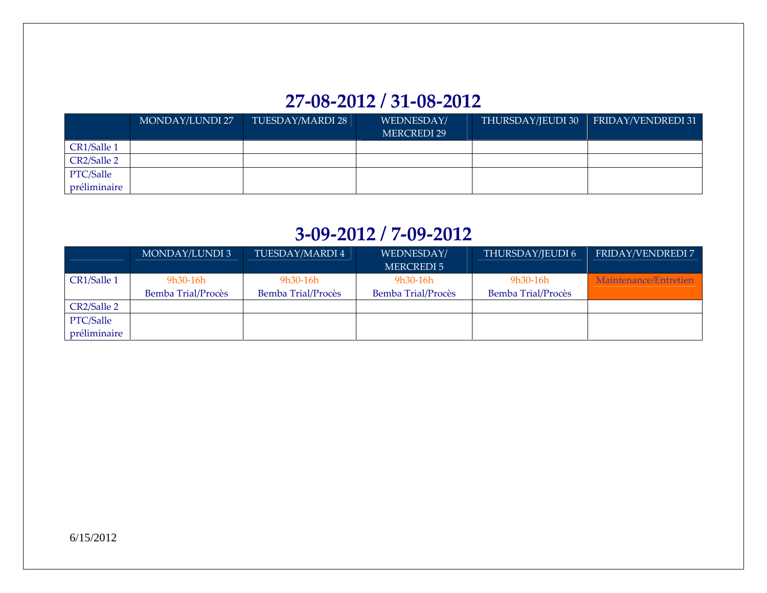## 27-08-2012 / 31-08-2012

| | MONDAY/LUNDI 27 | TUESDAY/MARDI 28 | WEDNESDAY/ MERCREDI 29 | THURSDAY/JEUDI 30 | FRIDAY/VENDREDI 31 |
|---|---|---|---|---|---|
| CR1/Salle 1 | | | | | |
| CR2/Salle 2 | | | | | |
| PTC/Salle préliminaire | | | | | |

## 3-09-2012 / 7-09-2012

| | MONDAY/LUNDI 3 | TUESDAY/MARDI 4 | WEDNESDAY/ MERCREDI 5 | THURSDAY/JEUDI 6 | FRIDAY/VENDREDI 7 |
|---|---|---|---|---|---|
| CR1/Salle 1 | 9h30-16h Bemba Trial/Procès | 9h30-16h Bemba Trial/Procès | 9h30-16h Bemba Trial/Procès | 9h30-16h Bemba Trial/Procès | Maintenance/Entretien |
| CR2/Salle 2 | | | | | |
| PTC/Salle préliminaire | | | | | |

6/15/2012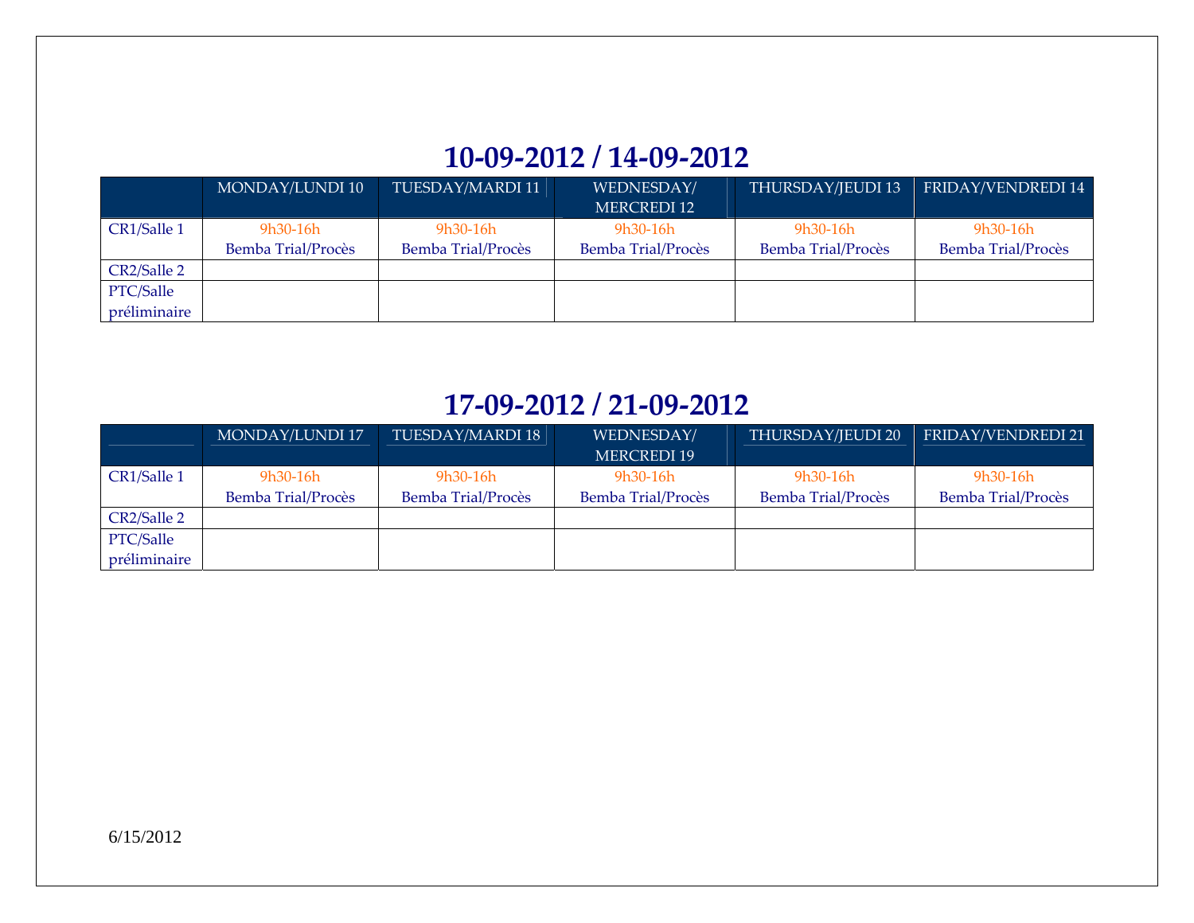## 10-09-2012 / 14-09-2012

| | MONDAY/LUNDI 10 | TUESDAY/MARDI 11 | WEDNESDAY/ MERCREDI 12 | THURSDAY/JEUDI 13 | FRIDAY/VENDREDI 14 |
|---|---|---|---|---|---|
| CR1/Salle 1 | 9h30-16h Bemba Trial/Procès | 9h30-16h Bemba Trial/Procès | 9h30-16h Bemba Trial/Procès | 9h30-16h Bemba Trial/Procès | 9h30-16h Bemba Trial/Procès |
| CR2/Salle 2 | | | | | |
| PTC/Salle préliminaire | | | | | |

## 17-09-2012 / 21-09-2012

| | MONDAY/LUNDI 17 | TUESDAY/MARDI 18 | WEDNESDAY/ MERCREDI 19 | THURSDAY/JEUDI 20 | FRIDAY/VENDREDI 21 |
|---|---|---|---|---|---|
| CR1/Salle 1 | 9h30-16h Bemba Trial/Procès | 9h30-16h Bemba Trial/Procès | 9h30-16h Bemba Trial/Procès | 9h30-16h Bemba Trial/Procès | 9h30-16h Bemba Trial/Procès |
| CR2/Salle 2 | | | | | |
| PTC/Salle préliminaire | | | | | |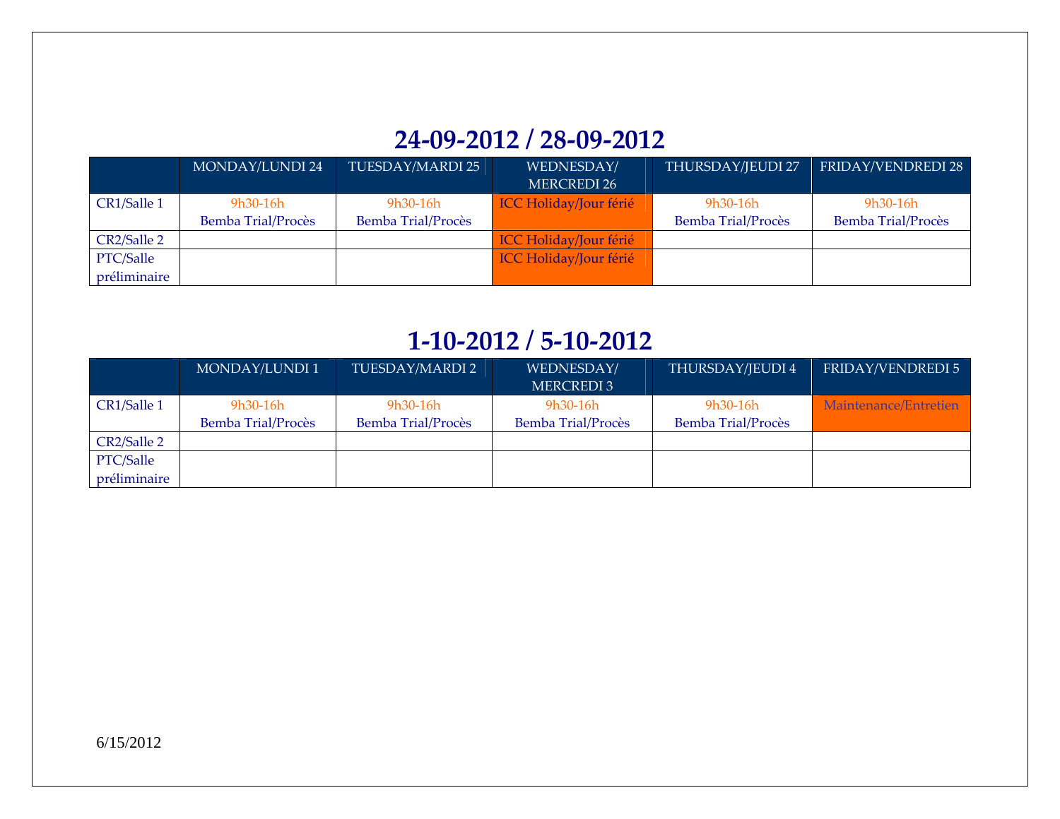## 24-09-2012 / 28-09-2012

| | MONDAY/LUNDI 24 | TUESDAY/MARDI 25 | WEDNESDAY/ MERCREDI 26 | THURSDAY/JEUDI 27 | FRIDAY/VENDREDI 28 |
|---|---|---|---|---|---|
| CR1/Salle 1 | 9h30-16h Bemba Trial/Procès | 9h30-16h Bemba Trial/Procès | ICC Holiday/Jour férié | 9h30-16h Bemba Trial/Procès | 9h30-16h Bemba Trial/Procès |
| CR2/Salle 2 | | | ICC Holiday/Jour férié | | |
| PTC/Salle préliminaire | | | ICC Holiday/Jour férié | | |

## 1-10-2012 / 5-10-2012

| | MONDAY/LUNDI 1 | TUESDAY/MARDI 2 | WEDNESDAY/ MERCREDI 3 | THURSDAY/JEUDI 4 | FRIDAY/VENDREDI 5 |
|---|---|---|---|---|---|
| CR1/Salle 1 | 9h30-16h Bemba Trial/Procès | 9h30-16h Bemba Trial/Procès | 9h30-16h Bemba Trial/Procès | 9h30-16h Bemba Trial/Procès | Maintenance/Entretien |
| CR2/Salle 2 | | | | | |
| PTC/Salle préliminaire | | | | | |

6/15/2012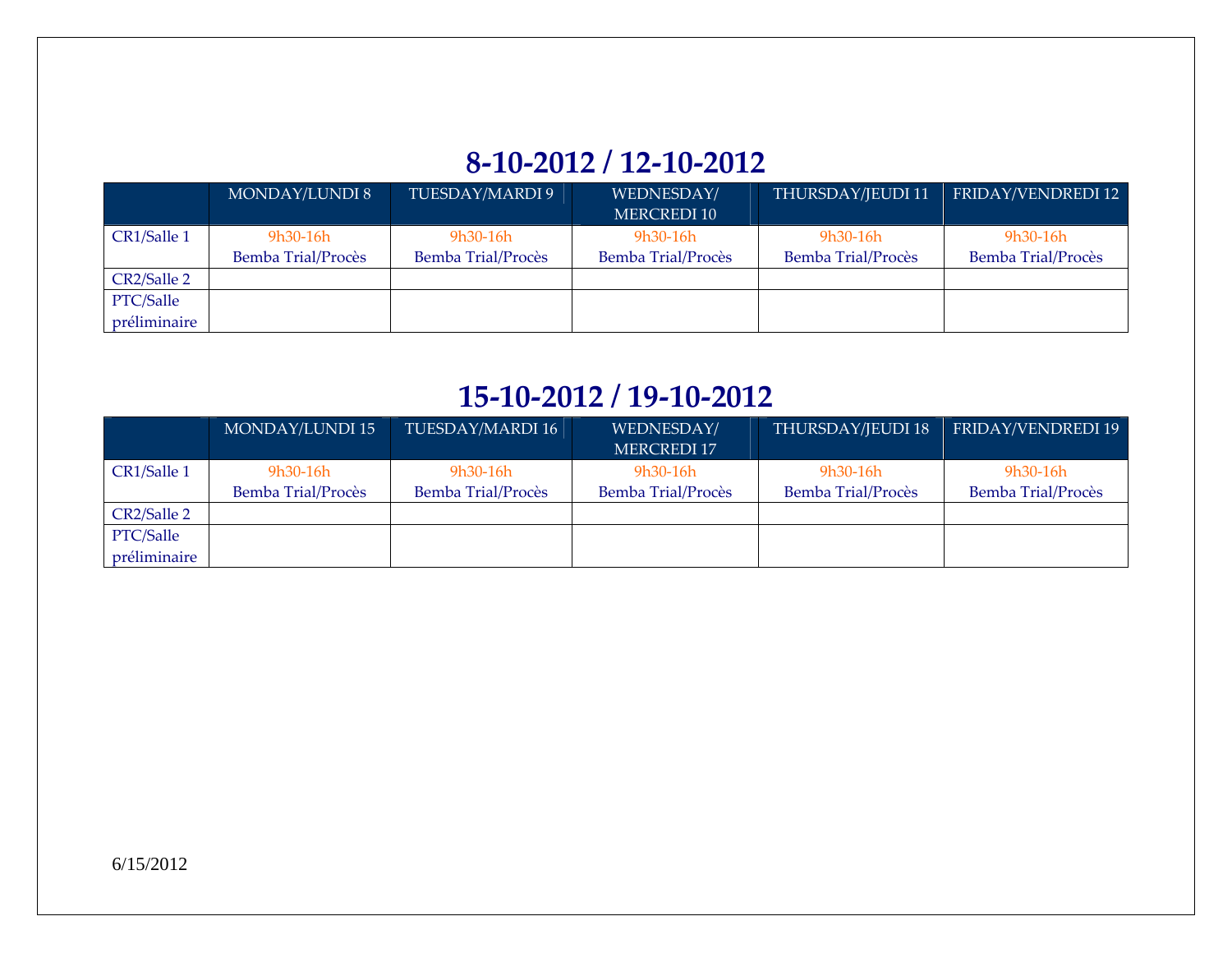## 8-10-2012 / 12-10-2012

| | MONDAY/LUNDI 8 | TUESDAY/MARDI 9 | WEDNESDAY/ MERCREDI 10 | THURSDAY/JEUDI 11 | FRIDAY/VENDREDI 12 |
|---|---|---|---|---|---|
| CR1/Salle 1 | 9h30-16h Bemba Trial/Procès | 9h30-16h Bemba Trial/Procès | 9h30-16h Bemba Trial/Procès | 9h30-16h Bemba Trial/Procès | 9h30-16h Bemba Trial/Procès |
| CR2/Salle 2 | | | | | |
| PTC/Salle préliminaire | | | | | |

## 15-10-2012 / 19-10-2012

| | MONDAY/LUNDI 15 | TUESDAY/MARDI 16 | WEDNESDAY/ MERCREDI 17 | THURSDAY/JEUDI 18 | FRIDAY/VENDREDI 19 |
|---|---|---|---|---|---|
| CR1/Salle 1 | 9h30-16h Bemba Trial/Procès | 9h30-16h Bemba Trial/Procès | 9h30-16h Bemba Trial/Procès | 9h30-16h Bemba Trial/Procès | 9h30-16h Bemba Trial/Procès |
| CR2/Salle 2 | | | | | |
| PTC/Salle préliminaire | | | | | |

6/15/2012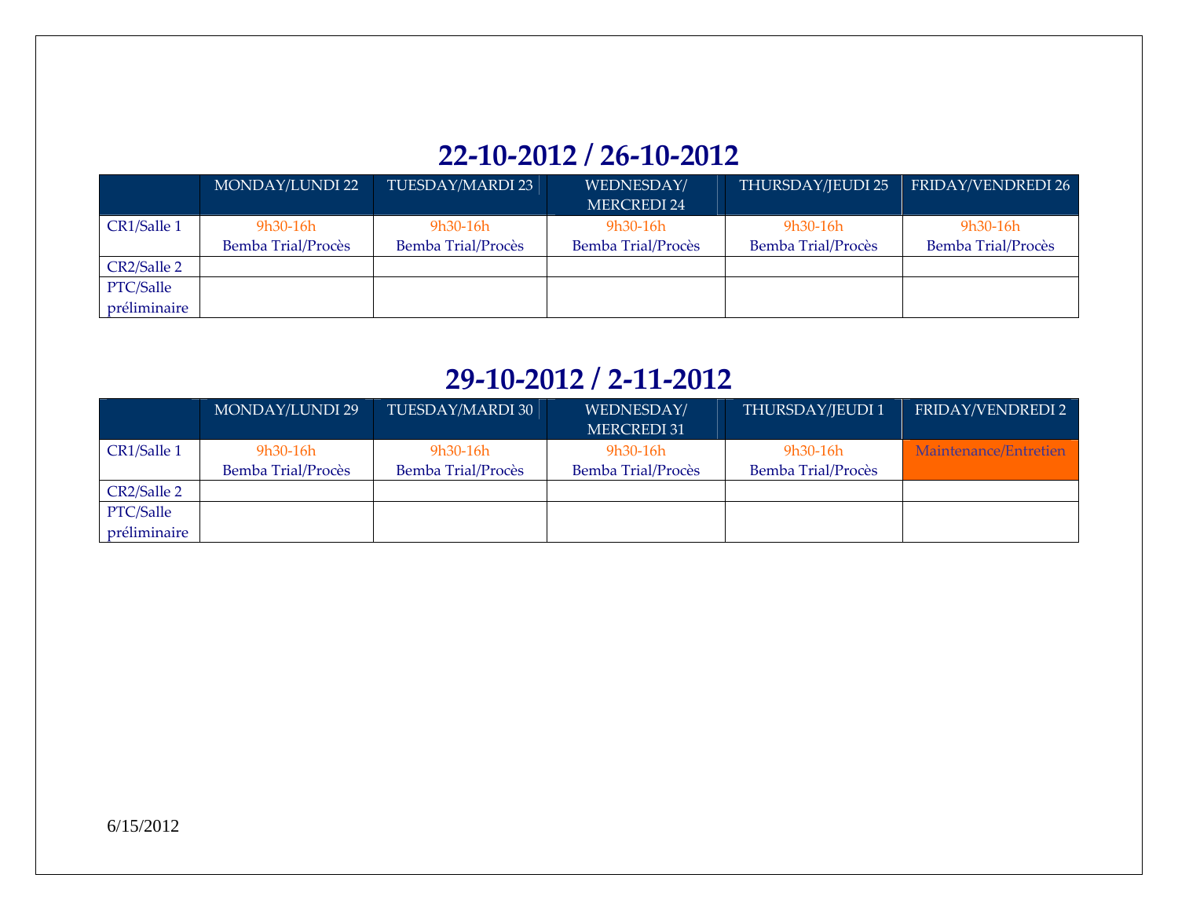## 22-10-2012 / 26-10-2012

| | MONDAY/LUNDI 22 | TUESDAY/MARDI 23 | WEDNESDAY/ MERCREDI 24 | THURSDAY/JEUDI 25 | FRIDAY/VENDREDI 26 |
|---|---|---|---|---|---|
| CR1/Salle 1 | 9h30-16h Bemba Trial/Procès | 9h30-16h Bemba Trial/Procès | 9h30-16h Bemba Trial/Procès | 9h30-16h Bemba Trial/Procès | 9h30-16h Bemba Trial/Procès |
| CR2/Salle 2 | | | | | |
| PTC/Salle préliminaire | | | | | |

## 29-10-2012 / 2-11-2012

| | MONDAY/LUNDI 29 | TUESDAY/MARDI 30 | WEDNESDAY/ MERCREDI 31 | THURSDAY/JEUDI 1 | FRIDAY/VENDREDI 2 |
|---|---|---|---|---|---|
| CR1/Salle 1 | 9h30-16h Bemba Trial/Procès | 9h30-16h Bemba Trial/Procès | 9h30-16h Bemba Trial/Procès | 9h30-16h Bemba Trial/Procès | Maintenance/Entretien |
| CR2/Salle 2 | | | | | |
| PTC/Salle préliminaire | | | | | |

6/15/2012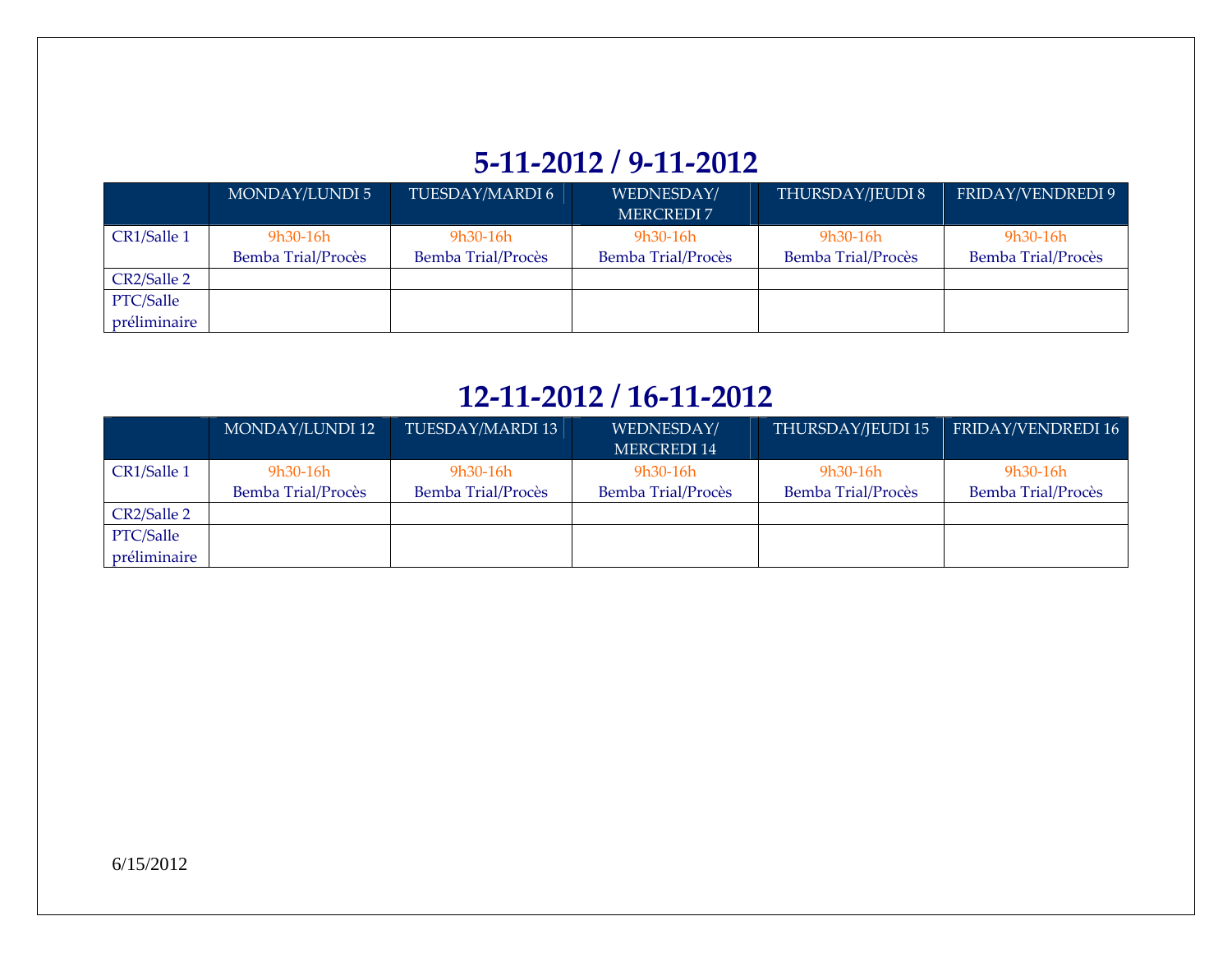## 5-11-2012 / 9-11-2012

| | MONDAY/LUNDI 5 | TUESDAY/MARDI 6 | WEDNESDAY/ MERCREDI 7 | THURSDAY/JEUDI 8 | FRIDAY/VENDREDI 9 |
|---|---|---|---|---|---|
| CR1/Salle 1 | 9h30-16h Bemba Trial/Procès | 9h30-16h Bemba Trial/Procès | 9h30-16h Bemba Trial/Procès | 9h30-16h Bemba Trial/Procès | 9h30-16h Bemba Trial/Procès |
| CR2/Salle 2 | | | | | |
| PTC/Salle préliminaire | | | | | |

## 12-11-2012 / 16-11-2012

| | MONDAY/LUNDI 12 | TUESDAY/MARDI 13 | WEDNESDAY/ MERCREDI 14 | THURSDAY/JEUDI 15 | FRIDAY/VENDREDI 16 |
|---|---|---|---|---|---|
| CR1/Salle 1 | 9h30-16h Bemba Trial/Procès | 9h30-16h Bemba Trial/Procès | 9h30-16h Bemba Trial/Procès | 9h30-16h Bemba Trial/Procès | 9h30-16h Bemba Trial/Procès |
| CR2/Salle 2 | | | | | |
| PTC/Salle préliminaire | | | | | |

6/15/2012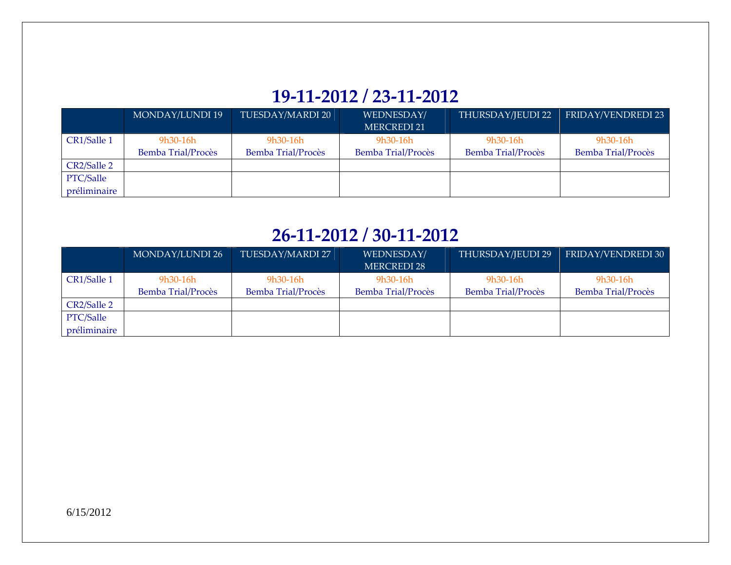## 19-11-2012 / 23-11-2012

| | MONDAY/LUNDI 19 | TUESDAY/MARDI 20 | WEDNESDAY/ MERCREDI 21 | THURSDAY/JEUDI 22 | FRIDAY/VENDREDI 23 |
|---|---|---|---|---|---|
| CR1/Salle 1 | 9h30-16h Bemba Trial/Procès | 9h30-16h Bemba Trial/Procès | 9h30-16h Bemba Trial/Procès | 9h30-16h Bemba Trial/Procès | 9h30-16h Bemba Trial/Procès |
| CR2/Salle 2 | | | | | |
| PTC/Salle préliminaire | | | | | |

## 26-11-2012 / 30-11-2012

| | MONDAY/LUNDI 26 | TUESDAY/MARDI 27 | WEDNESDAY/ MERCREDI 28 | THURSDAY/JEUDI 29 | FRIDAY/VENDREDI 30 |
|---|---|---|---|---|---|
| CR1/Salle 1 | 9h30-16h Bemba Trial/Procès | 9h30-16h Bemba Trial/Procès | 9h30-16h Bemba Trial/Procès | 9h30-16h Bemba Trial/Procès | 9h30-16h Bemba Trial/Procès |
| CR2/Salle 2 | | | | | |
| PTC/Salle préliminaire | | | | | |

6/15/2012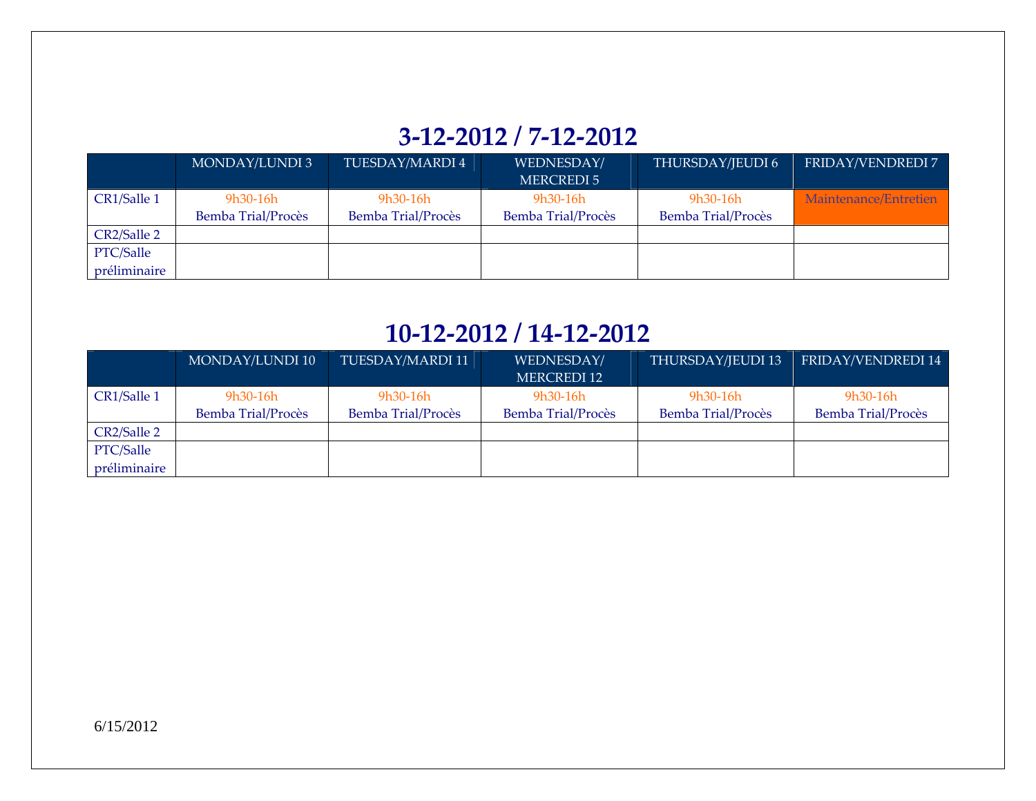## 3-12-2012 / 7-12-2012

| | MONDAY/LUNDI 3 | TUESDAY/MARDI 4 | WEDNESDAY/ MERCREDI 5 | THURSDAY/JEUDI 6 | FRIDAY/VENDREDI 7 |
|---|---|---|---|---|---|
| CR1/Salle 1 | 9h30-16h Bemba Trial/Procès | 9h30-16h Bemba Trial/Procès | 9h30-16h Bemba Trial/Procès | 9h30-16h Bemba Trial/Procès | Maintenance/Entretien |
| CR2/Salle 2 | | | | | |
| PTC/Salle préliminaire | | | | | |

## 10-12-2012 / 14-12-2012

| | MONDAY/LUNDI 10 | TUESDAY/MARDI 11 | WEDNESDAY/ MERCREDI 12 | THURSDAY/JEUDI 13 | FRIDAY/VENDREDI 14 |
|---|---|---|---|---|---|
| CR1/Salle 1 | 9h30-16h Bemba Trial/Procès | 9h30-16h Bemba Trial/Procès | 9h30-16h Bemba Trial/Procès | 9h30-16h Bemba Trial/Procès | 9h30-16h Bemba Trial/Procès |
| CR2/Salle 2 | | | | | |
| PTC/Salle préliminaire | | | | | |

6/15/2012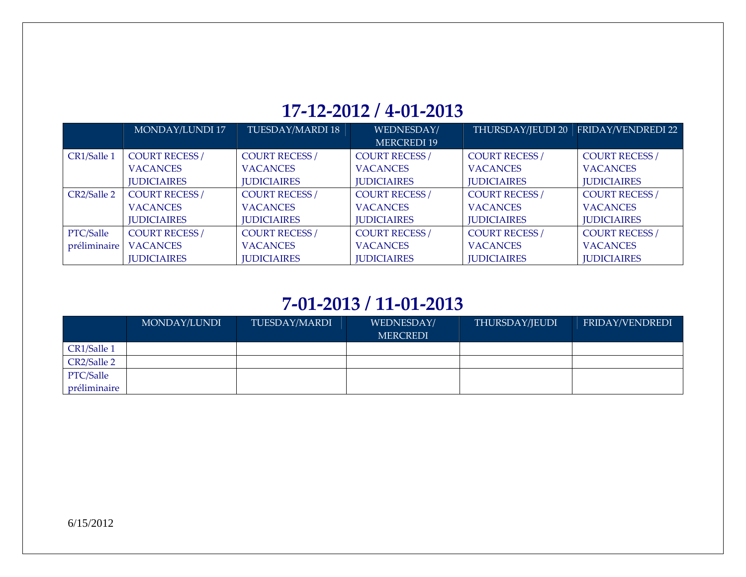## 17-12-2012 / 4-01-2013

| | MONDAY/LUNDI 17 | TUESDAY/MARDI 18 | WEDNESDAY/ MERCREDI 19 | THURSDAY/JEUDI 20 | FRIDAY/VENDREDI 22 |
|---|---|---|---|---|---|
| CR1/Salle 1 | COURT RECESS / VACANCES JUDICIAIRES | COURT RECESS / VACANCES JUDICIAIRES | COURT RECESS / VACANCES JUDICIAIRES | COURT RECESS / VACANCES JUDICIAIRES | COURT RECESS / VACANCES JUDICIAIRES |
| CR2/Salle 2 | COURT RECESS / VACANCES JUDICIAIRES | COURT RECESS / VACANCES JUDICIAIRES | COURT RECESS / VACANCES JUDICIAIRES | COURT RECESS / VACANCES JUDICIAIRES | COURT RECESS / VACANCES JUDICIAIRES |
| PTC/Salle préliminaire | COURT RECESS / VACANCES JUDICIAIRES | COURT RECESS / VACANCES JUDICIAIRES | COURT RECESS / VACANCES JUDICIAIRES | COURT RECESS / VACANCES JUDICIAIRES | COURT RECESS / VACANCES JUDICIAIRES |

## 7-01-2013 / 11-01-2013

| | MONDAY/LUNDI | TUESDAY/MARDI | WEDNESDAY/ MERCREDI | THURSDAY/JEUDI | FRIDAY/VENDREDI |
|---|---|---|---|---|---|
| CR1/Salle 1 | | | | | |
| CR2/Salle 2 | | | | | |
| PTC/Salle préliminaire | | | | | |

6/15/2012